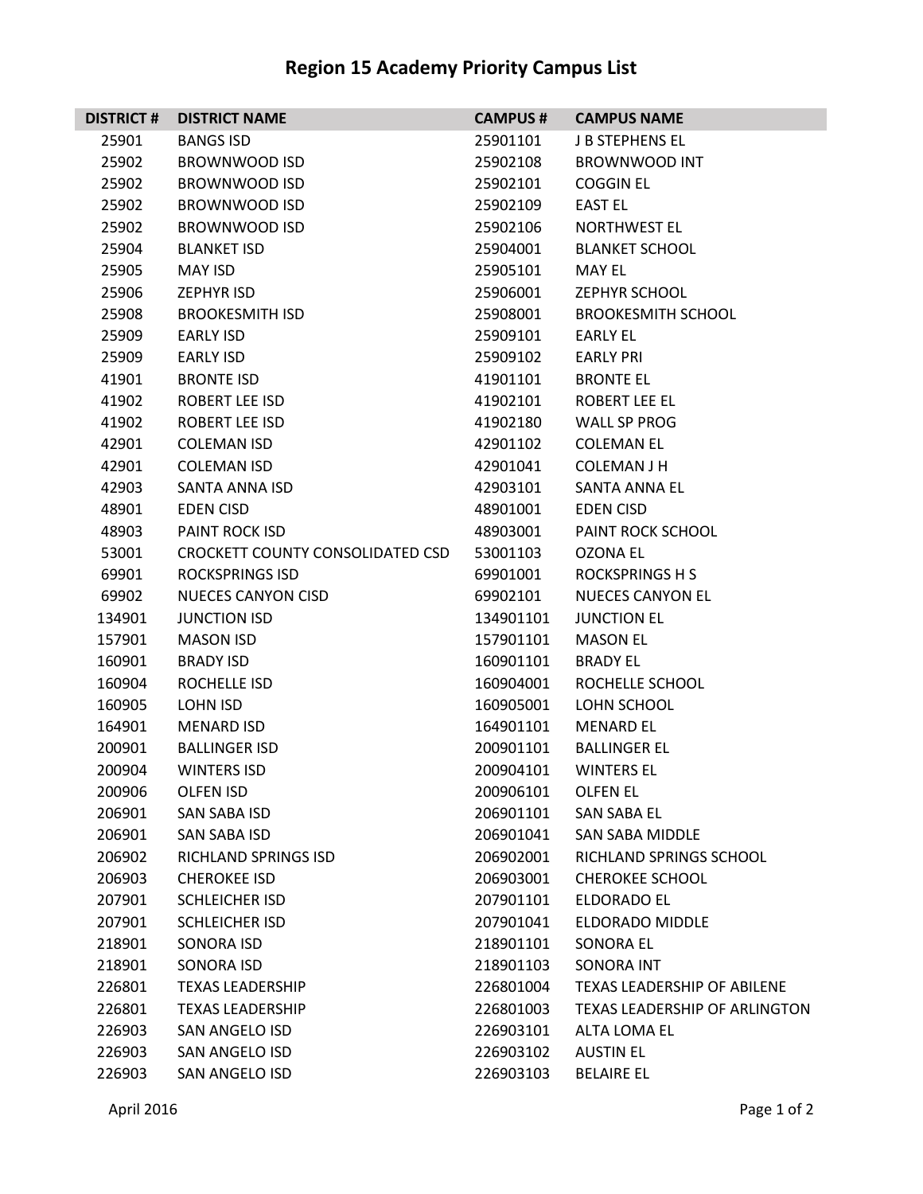# Region 15 Academy Priority Campus List

| DISTRICT # | DISTRICT NAME | CAMPUS # | CAMPUS NAME |
|---|---|---|---|
| 25901 | BANGS ISD | 25901101 | J B STEPHENS EL |
| 25902 | BROWNWOOD ISD | 25902108 | BROWNWOOD INT |
| 25902 | BROWNWOOD ISD | 25902101 | COGGIN EL |
| 25902 | BROWNWOOD ISD | 25902109 | EAST EL |
| 25902 | BROWNWOOD ISD | 25902106 | NORTHWEST EL |
| 25904 | BLANKET ISD | 25904001 | BLANKET SCHOOL |
| 25905 | MAY ISD | 25905101 | MAY EL |
| 25906 | ZEPHYR ISD | 25906001 | ZEPHYR SCHOOL |
| 25908 | BROOKESMITH ISD | 25908001 | BROOKESMITH SCHOOL |
| 25909 | EARLY ISD | 25909101 | EARLY EL |
| 25909 | EARLY ISD | 25909102 | EARLY PRI |
| 41901 | BRONTE ISD | 41901101 | BRONTE EL |
| 41902 | ROBERT LEE ISD | 41902101 | ROBERT LEE EL |
| 41902 | ROBERT LEE ISD | 41902180 | WALL SP PROG |
| 42901 | COLEMAN ISD | 42901102 | COLEMAN EL |
| 42901 | COLEMAN ISD | 42901041 | COLEMAN J H |
| 42903 | SANTA ANNA ISD | 42903101 | SANTA ANNA EL |
| 48901 | EDEN CISD | 48901001 | EDEN CISD |
| 48903 | PAINT ROCK ISD | 48903001 | PAINT ROCK SCHOOL |
| 53001 | CROCKETT COUNTY CONSOLIDATED CSD | 53001103 | OZONA EL |
| 69901 | ROCKSPRINGS ISD | 69901001 | ROCKSPRINGS H S |
| 69902 | NUECES CANYON CISD | 69902101 | NUECES CANYON EL |
| 134901 | JUNCTION ISD | 134901101 | JUNCTION EL |
| 157901 | MASON ISD | 157901101 | MASON EL |
| 160901 | BRADY ISD | 160901101 | BRADY EL |
| 160904 | ROCHELLE ISD | 160904001 | ROCHELLE SCHOOL |
| 160905 | LOHN ISD | 160905001 | LOHN SCHOOL |
| 164901 | MENARD ISD | 164901101 | MENARD EL |
| 200901 | BALLINGER ISD | 200901101 | BALLINGER EL |
| 200904 | WINTERS ISD | 200904101 | WINTERS EL |
| 200906 | OLFEN ISD | 200906101 | OLFEN EL |
| 206901 | SAN SABA ISD | 206901101 | SAN SABA EL |
| 206901 | SAN SABA ISD | 206901041 | SAN SABA MIDDLE |
| 206902 | RICHLAND SPRINGS ISD | 206902001 | RICHLAND SPRINGS SCHOOL |
| 206903 | CHEROKEE ISD | 206903001 | CHEROKEE SCHOOL |
| 207901 | SCHLEICHER ISD | 207901101 | ELDORADO EL |
| 207901 | SCHLEICHER ISD | 207901041 | ELDORADO MIDDLE |
| 218901 | SONORA ISD | 218901101 | SONORA EL |
| 218901 | SONORA ISD | 218901103 | SONORA INT |
| 226801 | TEXAS LEADERSHIP | 226801004 | TEXAS LEADERSHIP OF ABILENE |
| 226801 | TEXAS LEADERSHIP | 226801003 | TEXAS LEADERSHIP OF ARLINGTON |
| 226903 | SAN ANGELO ISD | 226903101 | ALTA LOMA EL |
| 226903 | SAN ANGELO ISD | 226903102 | AUSTIN EL |
| 226903 | SAN ANGELO ISD | 226903103 | BELAIRE EL |

April 2016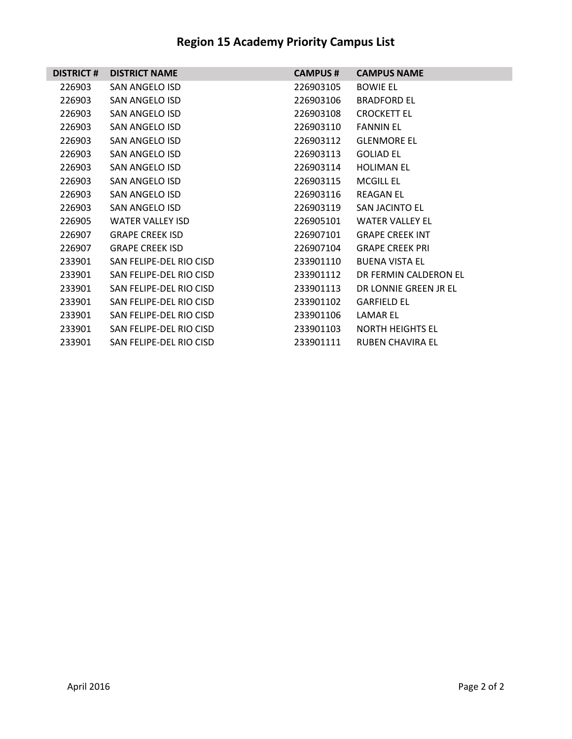# Region 15 Academy Priority Campus List

| DISTRICT # | DISTRICT NAME | CAMPUS # | CAMPUS NAME |
|---|---|---|---|
| 226903 | SAN ANGELO ISD | 226903105 | BOWIE EL |
| 226903 | SAN ANGELO ISD | 226903106 | BRADFORD EL |
| 226903 | SAN ANGELO ISD | 226903108 | CROCKETT EL |
| 226903 | SAN ANGELO ISD | 226903110 | FANNIN EL |
| 226903 | SAN ANGELO ISD | 226903112 | GLENMORE EL |
| 226903 | SAN ANGELO ISD | 226903113 | GOLIAD EL |
| 226903 | SAN ANGELO ISD | 226903114 | HOLIMAN EL |
| 226903 | SAN ANGELO ISD | 226903115 | MCGILL EL |
| 226903 | SAN ANGELO ISD | 226903116 | REAGAN EL |
| 226903 | SAN ANGELO ISD | 226903119 | SAN JACINTO EL |
| 226905 | WATER VALLEY ISD | 226905101 | WATER VALLEY EL |
| 226907 | GRAPE CREEK ISD | 226907101 | GRAPE CREEK INT |
| 226907 | GRAPE CREEK ISD | 226907104 | GRAPE CREEK PRI |
| 233901 | SAN FELIPE-DEL RIO CISD | 233901110 | BUENA VISTA EL |
| 233901 | SAN FELIPE-DEL RIO CISD | 233901112 | DR FERMIN CALDERON EL |
| 233901 | SAN FELIPE-DEL RIO CISD | 233901113 | DR LONNIE GREEN JR EL |
| 233901 | SAN FELIPE-DEL RIO CISD | 233901102 | GARFIELD EL |
| 233901 | SAN FELIPE-DEL RIO CISD | 233901106 | LAMAR EL |
| 233901 | SAN FELIPE-DEL RIO CISD | 233901103 | NORTH HEIGHTS EL |
| 233901 | SAN FELIPE-DEL RIO CISD | 233901111 | RUBEN CHAVIRA EL |

April 2016